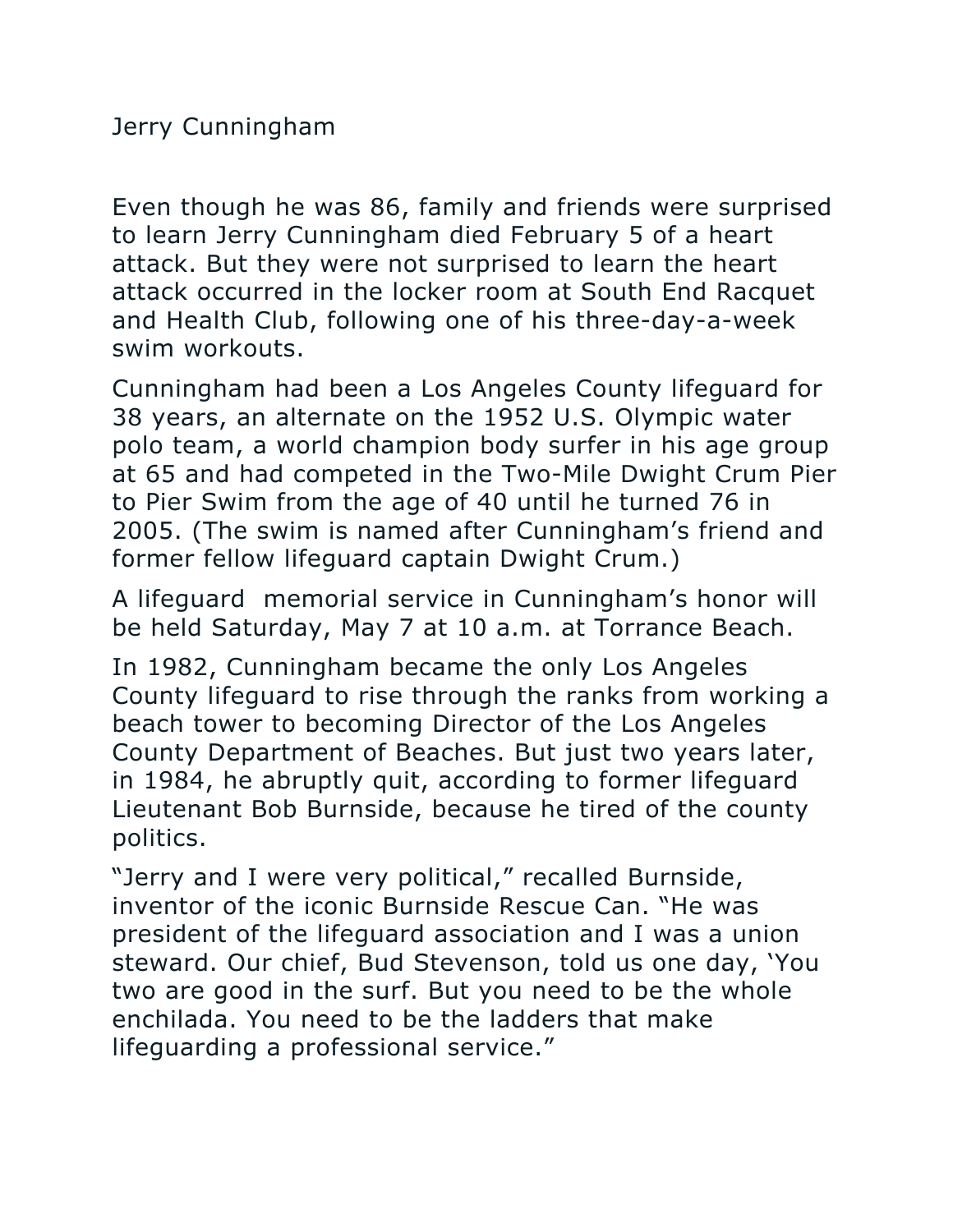# Jerry Cunningham

Even though he was 86, family and friends were surprised to learn Jerry Cunningham died February 5 of a heart attack. But they were not surprised to learn the heart attack occurred in the locker room at South End Racquet and Health Club, following one of his three-day-a-week swim workouts.

Cunningham had been a Los Angeles County lifeguard for 38 years, an alternate on the 1952 U.S. Olympic water polo team, a world champion body surfer in his age group at 65 and had competed in the Two-Mile Dwight Crum Pier to Pier Swim from the age of 40 until he turned 76 in 2005. (The swim is named after Cunningham's friend and former fellow lifeguard captain Dwight Crum.)

A lifeguard memorial service in Cunningham's honor will be held Saturday, May 7 at 10 a.m. at Torrance Beach.

In 1982, Cunningham became the only Los Angeles County lifeguard to rise through the ranks from working a beach tower to becoming Director of the Los Angeles County Department of Beaches. But just two years later, in 1984, he abruptly quit, according to former lifeguard Lieutenant Bob Burnside, because he tired of the county politics.

"Jerry and I were very political," recalled Burnside, inventor of the iconic Burnside Rescue Can. "He was president of the lifeguard association and I was a union steward. Our chief, Bud Stevenson, told us one day, 'You two are good in the surf. But you need to be the whole enchilada. You need to be the ladders that make lifeguarding a professional service."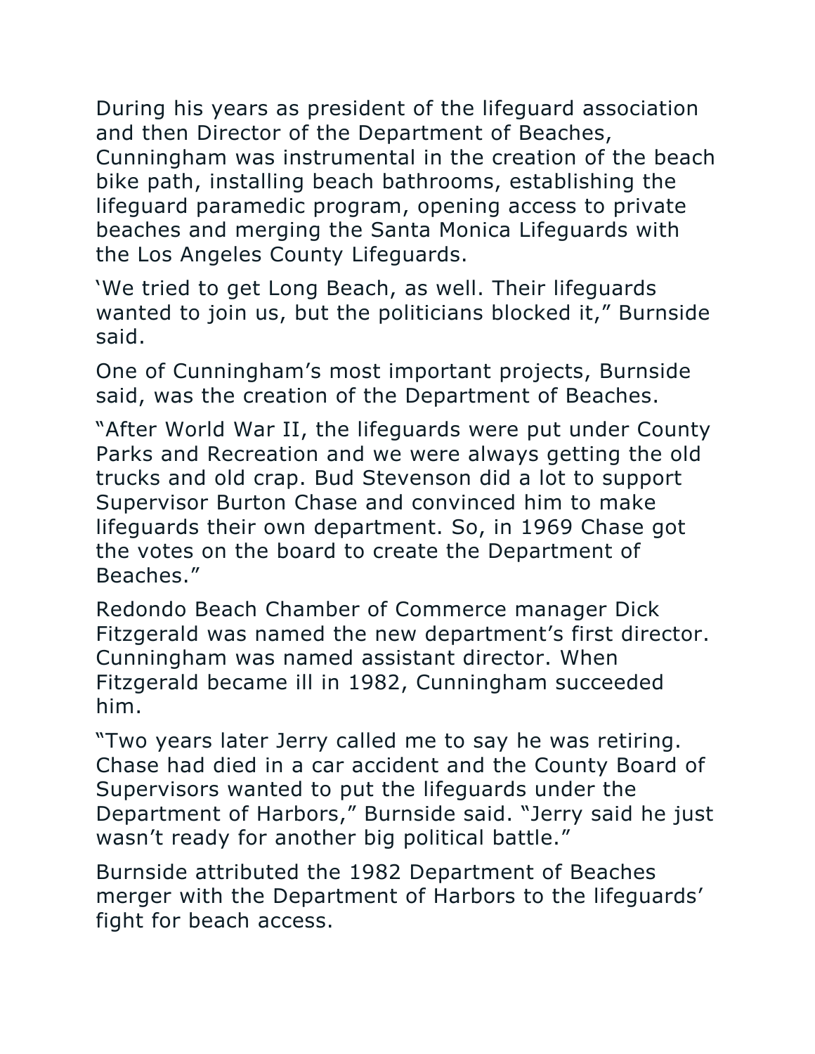During his years as president of the lifeguard association and then Director of the Department of Beaches, Cunningham was instrumental in the creation of the beach bike path, installing beach bathrooms, establishing the lifeguard paramedic program, opening access to private beaches and merging the Santa Monica Lifeguards with the Los Angeles County Lifeguards.

'We tried to get Long Beach, as well. Their lifeguards wanted to join us, but the politicians blocked it," Burnside said.

One of Cunningham's most important projects, Burnside said, was the creation of the Department of Beaches.

"After World War II, the lifeguards were put under County Parks and Recreation and we were always getting the old trucks and old crap. Bud Stevenson did a lot to support Supervisor Burton Chase and convinced him to make lifeguards their own department. So, in 1969 Chase got the votes on the board to create the Department of Beaches."

Redondo Beach Chamber of Commerce manager Dick Fitzgerald was named the new department's first director. Cunningham was named assistant director. When Fitzgerald became ill in 1982, Cunningham succeeded him.

"Two years later Jerry called me to say he was retiring. Chase had died in a car accident and the County Board of Supervisors wanted to put the lifeguards under the Department of Harbors," Burnside said. "Jerry said he just wasn't ready for another big political battle."

Burnside attributed the 1982 Department of Beaches merger with the Department of Harbors to the lifeguards' fight for beach access.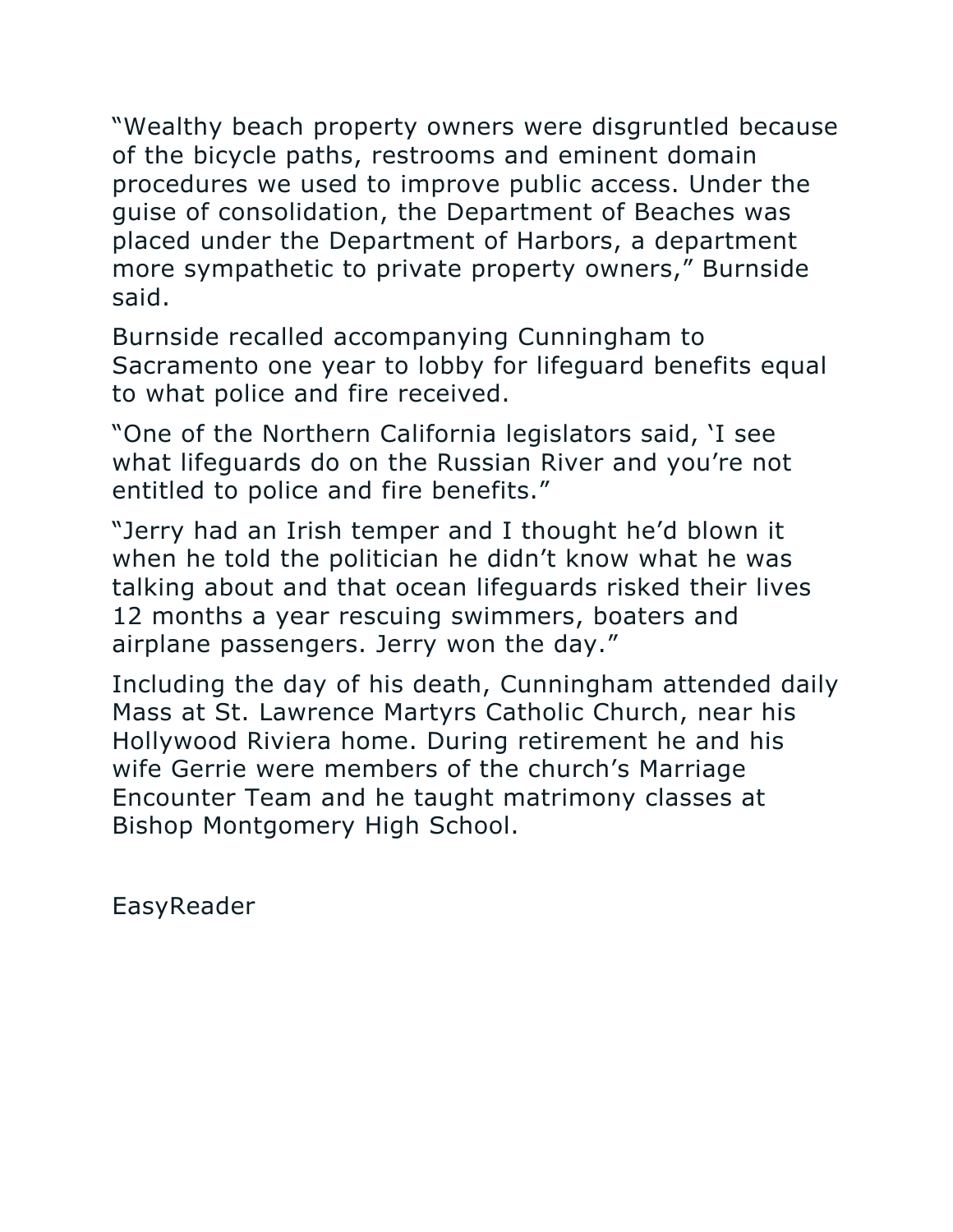"Wealthy beach property owners were disgruntled because of the bicycle paths, restrooms and eminent domain procedures we used to improve public access. Under the guise of consolidation, the Department of Beaches was placed under the Department of Harbors, a department more sympathetic to private property owners," Burnside said.

Burnside recalled accompanying Cunningham to Sacramento one year to lobby for lifeguard benefits equal to what police and fire received.

"One of the Northern California legislators said, 'I see what lifeguards do on the Russian River and you're not entitled to police and fire benefits."

"Jerry had an Irish temper and I thought he'd blown it when he told the politician he didn't know what he was talking about and that ocean lifeguards risked their lives 12 months a year rescuing swimmers, boaters and airplane passengers. Jerry won the day."

Including the day of his death, Cunningham attended daily Mass at St. Lawrence Martyrs Catholic Church, near his Hollywood Riviera home. During retirement he and his wife Gerrie were members of the church's Marriage Encounter Team and he taught matrimony classes at Bishop Montgomery High School.

EasyReader